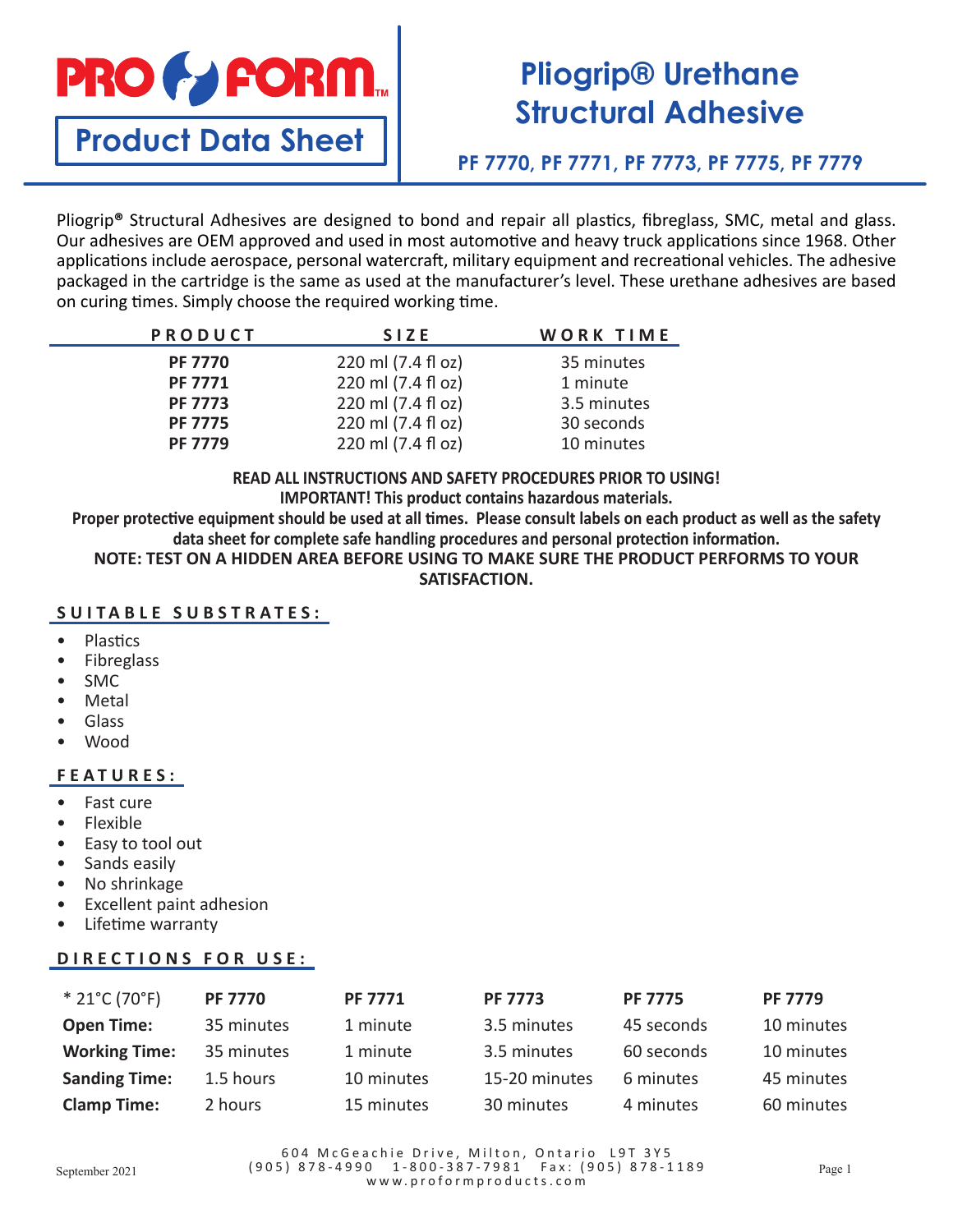PRO FORM™

**Product Data Sheet**

# Pliogrip® Urethane Structural Adhesive

**PF 7770, PF 7771, PF 7773, PF 7775, PF 7779**

Pliogrip® Structural Adhesives are designed to bond and repair all plastics, fibreglass, SMC, metal and glass. Our adhesives are OEM approved and used in most automotive and heavy truck applications since 1968. Other applications include aerospace, personal watercraft, military equipment and recreational vehicles. The adhesive packaged in the cartridge is the same as used at the manufacturer's level. These urethane adhesives are based on curing times. Simply choose the required working time.

| PRODUCT | SIZE | WORK TIME |
|---|---|---|
| **PF 7770** | 220 ml (7.4 fl oz) | 35 minutes |
| **PF 7771** | 220 ml (7.4 fl oz) | 1 minute |
| **PF 7773** | 220 ml (7.4 fl oz) | 3.5 minutes |
| **PF 7775** | 220 ml (7.4 fl oz) | 30 seconds |
| **PF 7779** | 220 ml (7.4 fl oz) | 10 minutes |

**READ ALL INSTRUCTIONS AND SAFETY PROCEDURES PRIOR TO USING!**
**IMPORTANT! This product contains hazardous materials.**
**Proper protective equipment should be used at all times. Please consult labels on each product as well as the safety data sheet for complete safe handling procedures and personal protection information.**
**NOTE: TEST ON A HIDDEN AREA BEFORE USING TO MAKE SURE THE PRODUCT PERFORMS TO YOUR SATISFACTION.**

## SUITABLE SUBSTRATES:

- Plastics
- Fibreglass
- SMC
- Metal
- Glass
- Wood

## FEATURES:

- Fast cure
- Flexible
- Easy to tool out
- Sands easily
- No shrinkage
- Excellent paint adhesion
- Lifetime warranty

## DIRECTIONS FOR USE:

| * 21°C (70°F) | PF 7770 | PF 7771 | PF 7773 | PF 7775 | PF 7779 |
|---|---|---|---|---|---|
| **Open Time:** | 35 minutes | 1 minute | 3.5 minutes | 45 seconds | 10 minutes |
| **Working Time:** | 35 minutes | 1 minute | 3.5 minutes | 60 seconds | 10 minutes |
| **Sanding Time:** | 1.5 hours | 10 minutes | 15-20 minutes | 6 minutes | 45 minutes |
| **Clamp Time:** | 2 hours | 15 minutes | 30 minutes | 4 minutes | 60 minutes |

September 2021

604 McGeachie Drive, Milton, Ontario L9T 3Y5
(905) 878-4990 1-800-387-7981 Fax: (905) 878-1189
www.proformproducts.com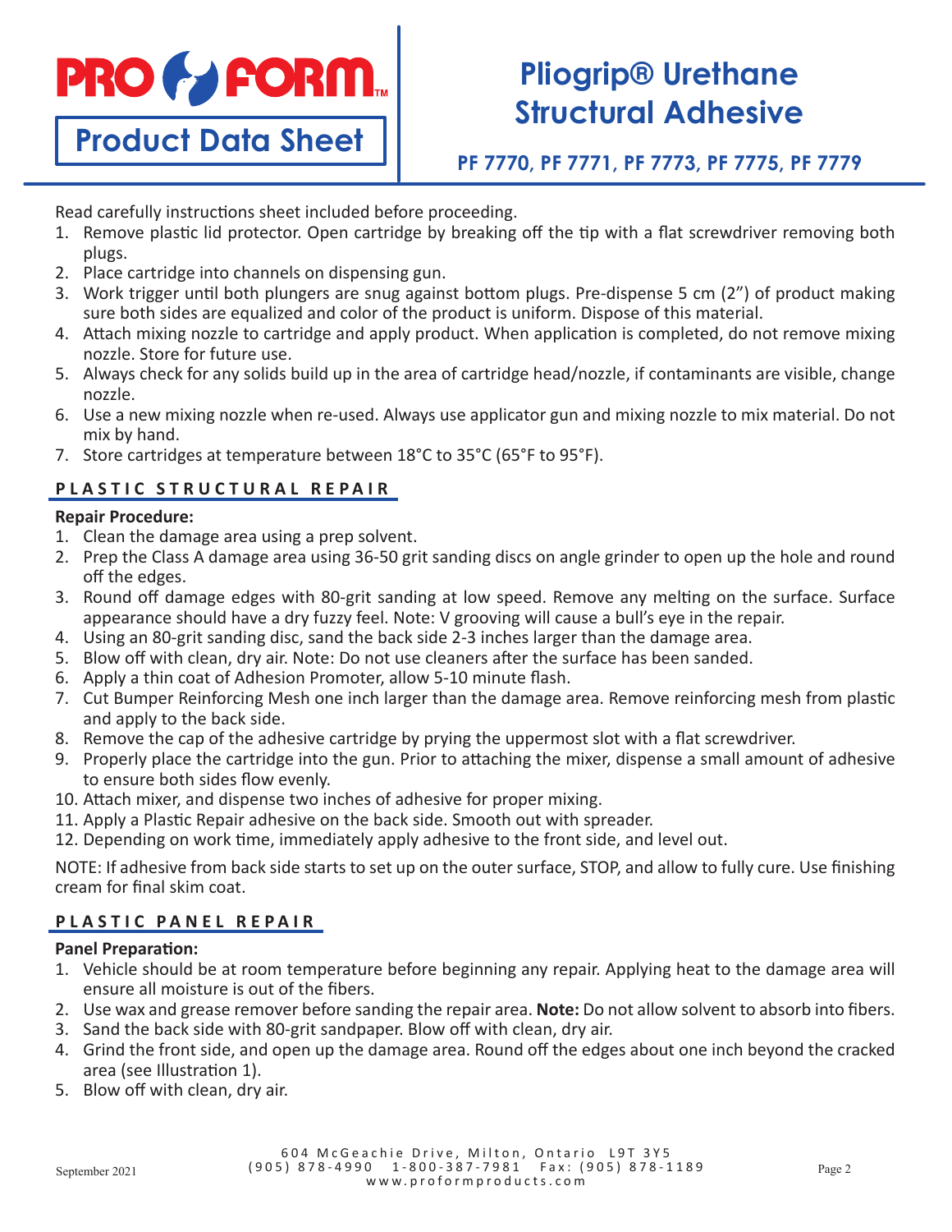# Pliogrip® Urethane Structural Adhesive

**Product Data Sheet**

**PF 7770, PF 7771, PF 7773, PF 7775, PF 7779**

Read carefully instructions sheet included before proceeding.

1. Remove plastic lid protector. Open cartridge by breaking off the tip with a flat screwdriver removing both plugs.
2. Place cartridge into channels on dispensing gun.
3. Work trigger until both plungers are snug against bottom plugs. Pre-dispense 5 cm (2”) of product making sure both sides are equalized and color of the product is uniform. Dispose of this material.
4. Attach mixing nozzle to cartridge and apply product. When application is completed, do not remove mixing nozzle. Store for future use.
5. Always check for any solids build up in the area of cartridge head/nozzle, if contaminants are visible, change nozzle.
6. Use a new mixing nozzle when re-used. Always use applicator gun and mixing nozzle to mix material. Do not mix by hand.
7. Store cartridges at temperature between 18°C to 35°C (65°F to 95°F).

## PLASTIC STRUCTURAL REPAIR

**Repair Procedure:**

1. Clean the damage area using a prep solvent.
2. Prep the Class A damage area using 36-50 grit sanding discs on angle grinder to open up the hole and round off the edges.
3. Round off damage edges with 80-grit sanding at low speed. Remove any melting on the surface. Surface appearance should have a dry fuzzy feel. Note: V grooving will cause a bull’s eye in the repair.
4. Using an 80-grit sanding disc, sand the back side 2-3 inches larger than the damage area.
5. Blow off with clean, dry air. Note: Do not use cleaners after the surface has been sanded.
6. Apply a thin coat of Adhesion Promoter, allow 5-10 minute flash.
7. Cut Bumper Reinforcing Mesh one inch larger than the damage area. Remove reinforcing mesh from plastic and apply to the back side.
8. Remove the cap of the adhesive cartridge by prying the uppermost slot with a flat screwdriver.
9. Properly place the cartridge into the gun. Prior to attaching the mixer, dispense a small amount of adhesive to ensure both sides flow evenly.
10. Attach mixer, and dispense two inches of adhesive for proper mixing.
11. Apply a Plastic Repair adhesive on the back side. Smooth out with spreader.
12. Depending on work time, immediately apply adhesive to the front side, and level out.

NOTE: If adhesive from back side starts to set up on the outer surface, STOP, and allow to fully cure. Use finishing cream for final skim coat.

## PLASTIC PANEL REPAIR

**Panel Preparation:**

1. Vehicle should be at room temperature before beginning any repair. Applying heat to the damage area will ensure all moisture is out of the fibers.
2. Use wax and grease remover before sanding the repair area. **Note:** Do not allow solvent to absorb into fibers.
3. Sand the back side with 80-grit sandpaper. Blow off with clean, dry air.
4. Grind the front side, and open up the damage area. Round off the edges about one inch beyond the cracked area (see Illustration 1).
5. Blow off with clean, dry air.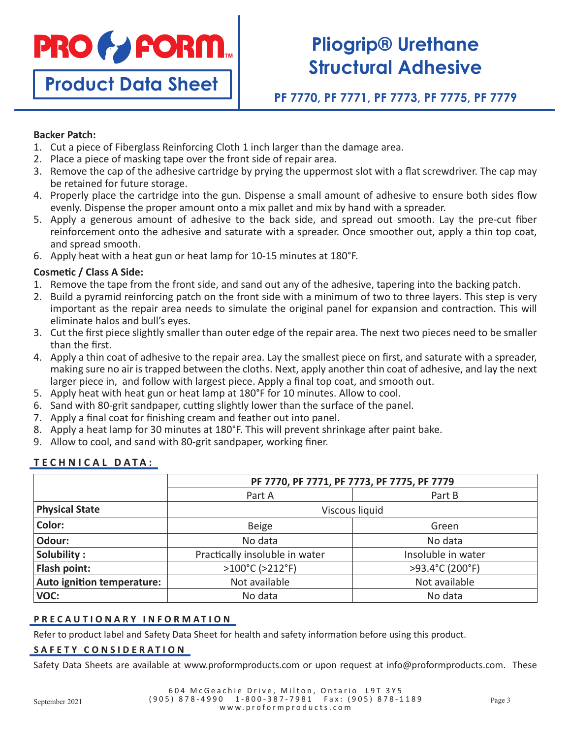**Backer Patch:**

1. Cut a piece of Fiberglass Reinforcing Cloth 1 inch larger than the damage area.
2. Place a piece of masking tape over the front side of repair area.
3. Remove the cap of the adhesive cartridge by prying the uppermost slot with a flat screwdriver. The cap may be retained for future storage.
4. Properly place the cartridge into the gun. Dispense a small amount of adhesive to ensure both sides flow evenly. Dispense the proper amount onto a mix pallet and mix by hand with a spreader.
5. Apply a generous amount of adhesive to the back side, and spread out smooth. Lay the pre-cut fiber reinforcement onto the adhesive and saturate with a spreader. Once smoother out, apply a thin top coat, and spread smooth.
6. Apply heat with a heat gun or heat lamp for 10-15 minutes at 180°F.

**Cosmetic / Class A Side:**

1. Remove the tape from the front side, and sand out any of the adhesive, tapering into the backing patch.
2. Build a pyramid reinforcing patch on the front side with a minimum of two to three layers. This step is very important as the repair area needs to simulate the original panel for expansion and contraction. This will eliminate halos and bull's eyes.
3. Cut the first piece slightly smaller than outer edge of the repair area. The next two pieces need to be smaller than the first.
4. Apply a thin coat of adhesive to the repair area. Lay the smallest piece on first, and saturate with a spreader, making sure no air is trapped between the cloths. Next, apply another thin coat of adhesive, and lay the next larger piece in, and follow with largest piece. Apply a final top coat, and smooth out.
5. Apply heat with heat gun or heat lamp at 180°F for 10 minutes. Allow to cool.
6. Sand with 80-grit sandpaper, cutting slightly lower than the surface of the panel.
7. Apply a final coat for finishing cream and feather out into panel.
8. Apply a heat lamp for 30 minutes at 180°F. This will prevent shrinkage after paint bake.
9. Allow to cool, and sand with 80-grit sandpaper, working finer.

## TECHNICAL DATA:

| | PF 7770, PF 7771, PF 7773, PF 7775, PF 7779 | |
|---|---|---|
| | Part A | Part B |
| **Physical State** | Viscous liquid | |
| **Color:** | Beige | Green |
| **Odour:** | No data | No data |
| **Solubility :** | Practically insoluble in water | Insoluble in water |
| **Flash point:** | >100°C (>212°F) | >93.4°C (200°F) |
| **Auto ignition temperature:** | Not available | Not available |
| **VOC:** | No data | No data |

## PRECAUTIONARY INFORMATION

Refer to product label and Safety Data Sheet for health and safety information before using this product.

## SAFETY CONSIDERATION

Safety Data Sheets are available at www.proformproducts.com or upon request at info@proformproducts.com. These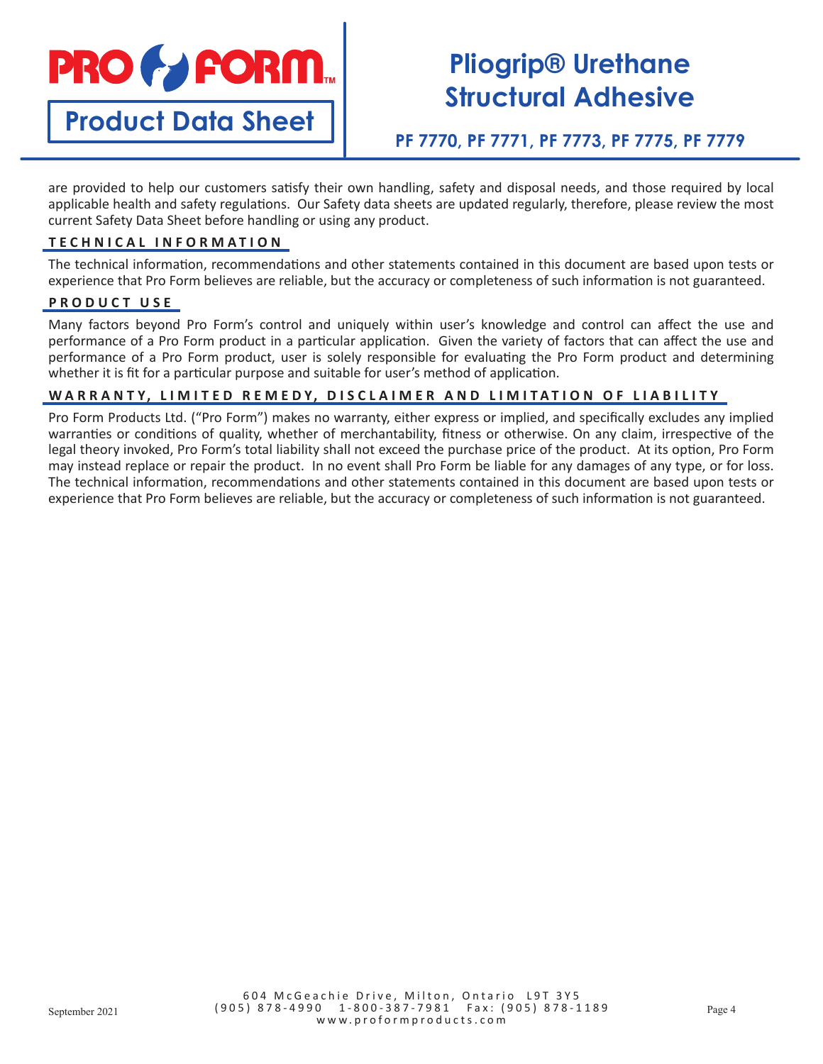are provided to help our customers satisfy their own handling, safety and disposal needs, and those required by local applicable health and safety regulations. Our Safety data sheets are updated regularly, therefore, please review the most current Safety Data Sheet before handling or using any product.

## TECHNICAL INFORMATION

The technical information, recommendations and other statements contained in this document are based upon tests or experience that Pro Form believes are reliable, but the accuracy or completeness of such information is not guaranteed.

## PRODUCT USE

Many factors beyond Pro Form's control and uniquely within user's knowledge and control can affect the use and performance of a Pro Form product in a particular application. Given the variety of factors that can affect the use and performance of a Pro Form product, user is solely responsible for evaluating the Pro Form product and determining whether it is fit for a particular purpose and suitable for user's method of application.

## WARRANTY, LIMITED REMEDY, DISCLAIMER AND LIMITATION OF LIABILITY

Pro Form Products Ltd. ("Pro Form") makes no warranty, either express or implied, and specifically excludes any implied warranties or conditions of quality, whether of merchantability, fitness or otherwise. On any claim, irrespective of the legal theory invoked, Pro Form's total liability shall not exceed the purchase price of the product. At its option, Pro Form may instead replace or repair the product. In no event shall Pro Form be liable for any damages of any type, or for loss. The technical information, recommendations and other statements contained in this document are based upon tests or experience that Pro Form believes are reliable, but the accuracy or completeness of such information is not guaranteed.